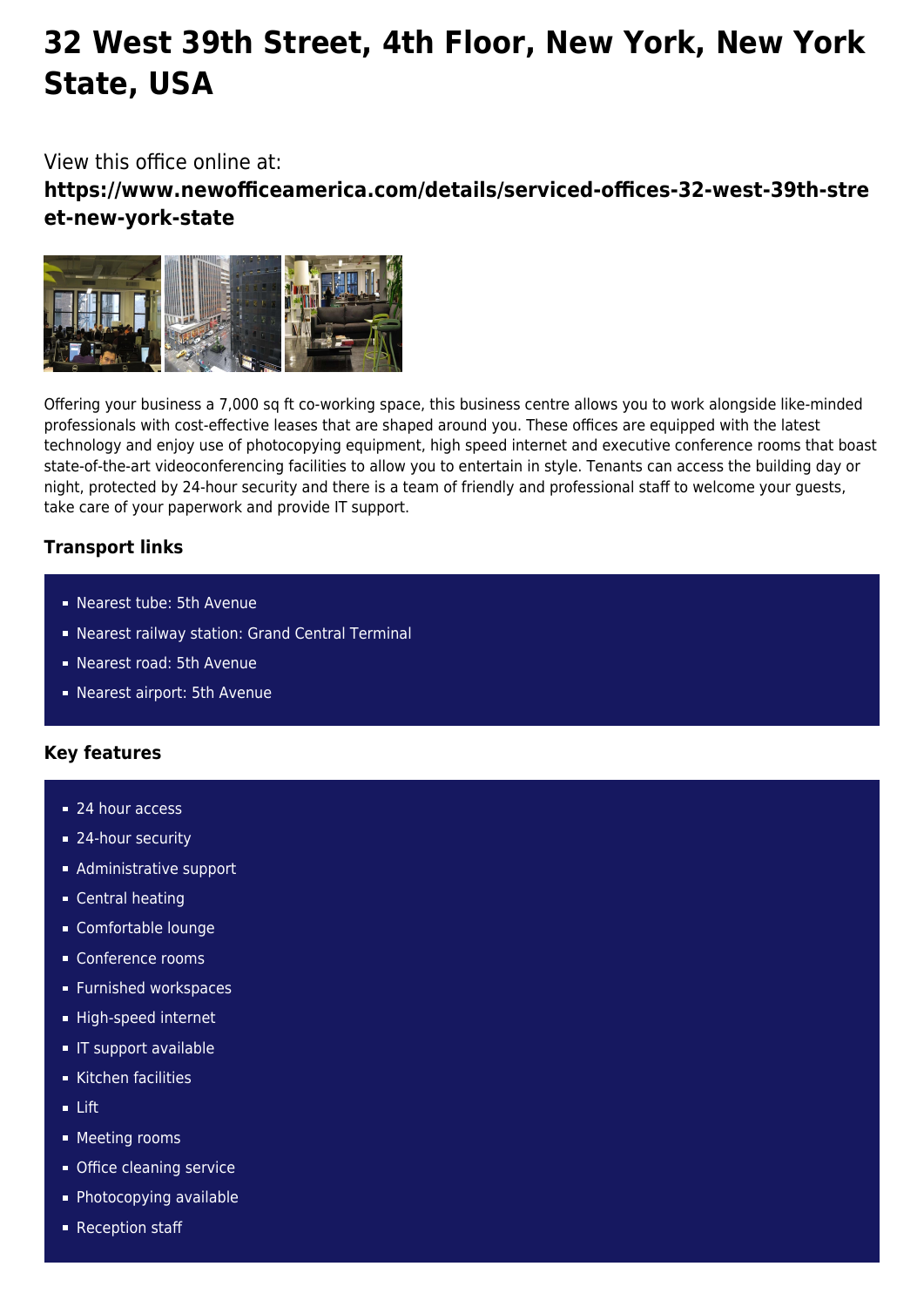# 32 West 39th Street, 4th Floor, New York, New York State, USA

View this office online at:

**https://www.newofficeamerica.com/details/serviced-offices-32-west-39th-street-new-york-state**

Offering your business a 7,000 sq ft co-working space, this business centre allows you to work alongside like-minded professionals with cost-effective leases that are shaped around you. These offices are equipped with the latest technology and enjoy use of photocopying equipment, high speed internet and executive conference rooms that boast state-of-the-art videoconferencing facilities to allow you to entertain in style. Tenants can access the building day or night, protected by 24-hour security and there is a team of friendly and professional staff to welcome your guests, take care of your paperwork and provide IT support.

### Transport links

- Nearest tube: 5th Avenue
- Nearest railway station: Grand Central Terminal
- Nearest road: 5th Avenue
- Nearest airport: 5th Avenue

### Key features

- 24 hour access
- 24-hour security
- Administrative support
- Central heating
- Comfortable lounge
- Conference rooms
- Furnished workspaces
- High-speed internet
- IT support available
- Kitchen facilities
- Lift
- Meeting rooms
- Office cleaning service
- Photocopying available
- Reception staff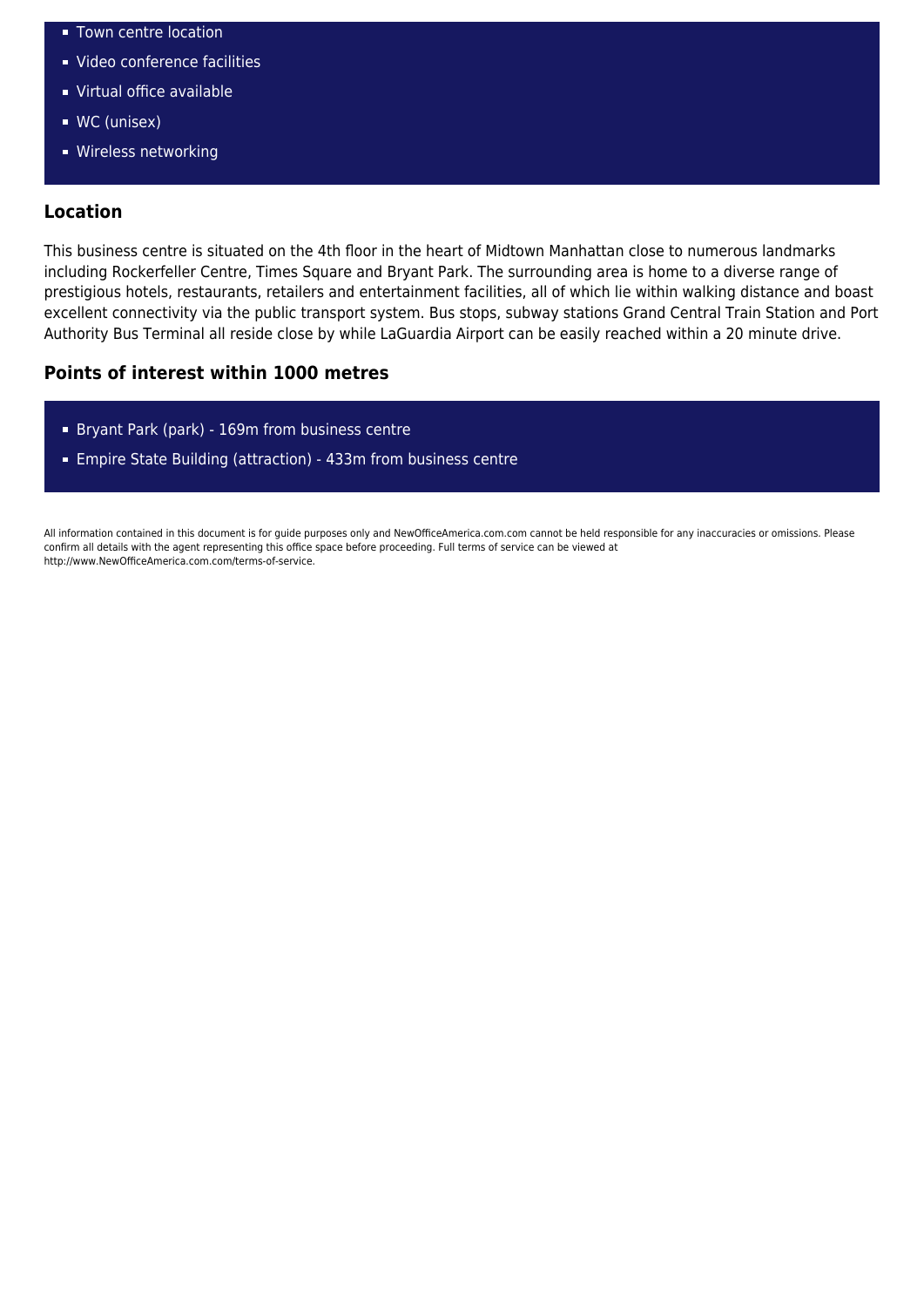- Town centre location
- Video conference facilities
- Virtual office available
- WC (unisex)
- Wireless networking

## Location

This business centre is situated on the 4th floor in the heart of Midtown Manhattan close to numerous landmarks including Rockerfeller Centre, Times Square and Bryant Park. The surrounding area is home to a diverse range of prestigious hotels, restaurants, retailers and entertainment facilities, all of which lie within walking distance and boast excellent connectivity via the public transport system. Bus stops, subway stations Grand Central Train Station and Port Authority Bus Terminal all reside close by while LaGuardia Airport can be easily reached within a 20 minute drive.

## Points of interest within 1000 metres

- Bryant Park (park) - 169m from business centre
- Empire State Building (attraction) - 433m from business centre

All information contained in this document is for guide purposes only and NewOfficeAmerica.com.com cannot be held responsible for any inaccuracies or omissions. Please confirm all details with the agent representing this office space before proceeding. Full terms of service can be viewed at http://www.NewOfficeAmerica.com.com/terms-of-service.